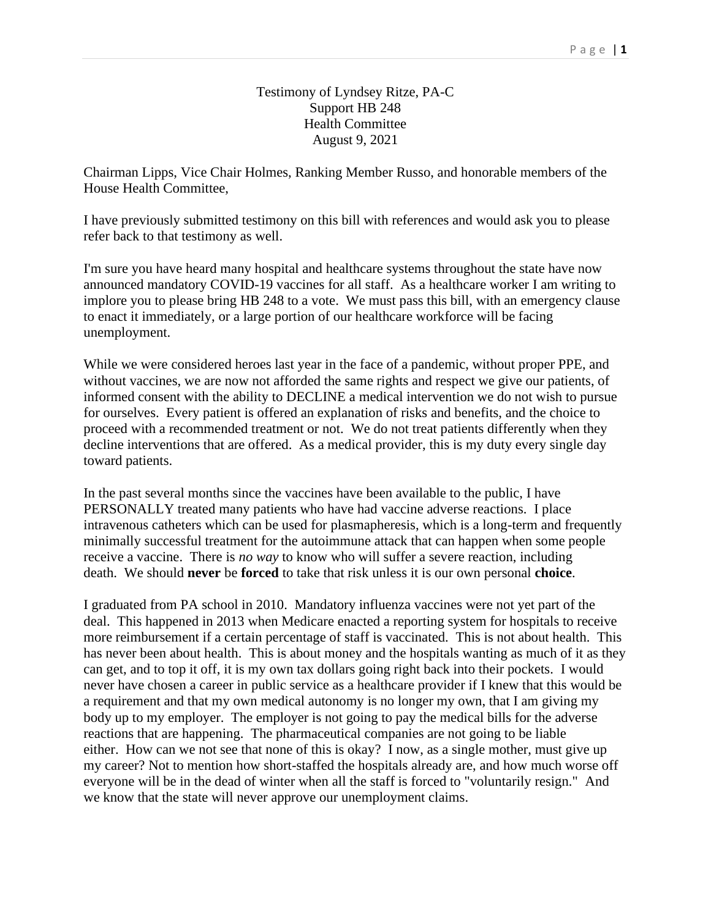Testimony of Lyndsey Ritze, PA-C
Support HB 248
Health Committee
August 9, 2021

Chairman Lipps, Vice Chair Holmes, Ranking Member Russo, and honorable members of the House Health Committee,

I have previously submitted testimony on this bill with references and would ask you to please refer back to that testimony as well.

I'm sure you have heard many hospital and healthcare systems throughout the state have now announced mandatory COVID-19 vaccines for all staff. As a healthcare worker I am writing to implore you to please bring HB 248 to a vote. We must pass this bill, with an emergency clause to enact it immediately, or a large portion of our healthcare workforce will be facing unemployment.

While we were considered heroes last year in the face of a pandemic, without proper PPE, and without vaccines, we are now not afforded the same rights and respect we give our patients, of informed consent with the ability to DECLINE a medical intervention we do not wish to pursue for ourselves. Every patient is offered an explanation of risks and benefits, and the choice to proceed with a recommended treatment or not. We do not treat patients differently when they decline interventions that are offered. As a medical provider, this is my duty every single day toward patients.

In the past several months since the vaccines have been available to the public, I have PERSONALLY treated many patients who have had vaccine adverse reactions. I place intravenous catheters which can be used for plasmapheresis, which is a long-term and frequently minimally successful treatment for the autoimmune attack that can happen when some people receive a vaccine. There is *no way* to know who will suffer a severe reaction, including death. We should **never** be **forced** to take that risk unless it is our own personal **choice**.

I graduated from PA school in 2010. Mandatory influenza vaccines were not yet part of the deal. This happened in 2013 when Medicare enacted a reporting system for hospitals to receive more reimbursement if a certain percentage of staff is vaccinated. This is not about health. This has never been about health. This is about money and the hospitals wanting as much of it as they can get, and to top it off, it is my own tax dollars going right back into their pockets. I would never have chosen a career in public service as a healthcare provider if I knew that this would be a requirement and that my own medical autonomy is no longer my own, that I am giving my body up to my employer. The employer is not going to pay the medical bills for the adverse reactions that are happening. The pharmaceutical companies are not going to be liable either. How can we not see that none of this is okay? I now, as a single mother, must give up my career? Not to mention how short-staffed the hospitals already are, and how much worse off everyone will be in the dead of winter when all the staff is forced to "voluntarily resign." And we know that the state will never approve our unemployment claims.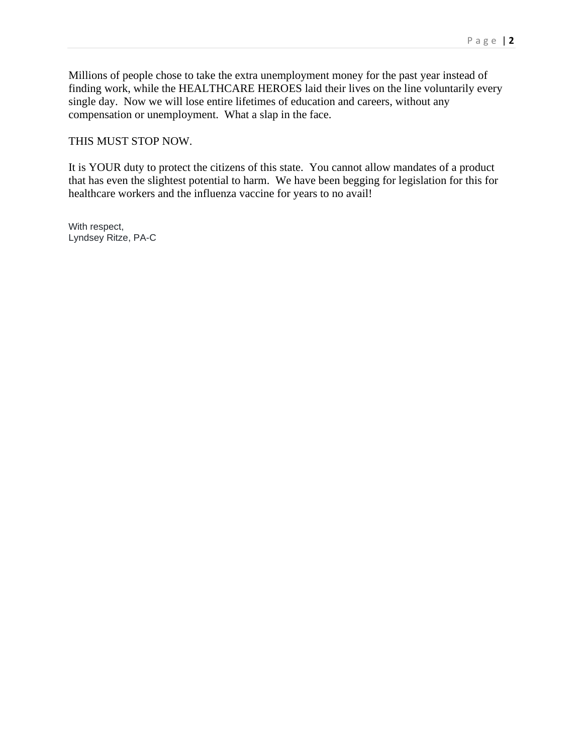Millions of people chose to take the extra unemployment money for the past year instead of finding work, while the HEALTHCARE HEROES laid their lives on the line voluntarily every single day. Now we will lose entire lifetimes of education and careers, without any compensation or unemployment. What a slap in the face.

THIS MUST STOP NOW.

It is YOUR duty to protect the citizens of this state. You cannot allow mandates of a product that has even the slightest potential to harm. We have been begging for legislation for this for healthcare workers and the influenza vaccine for years to no avail!

With respect,
Lyndsey Ritze, PA-C